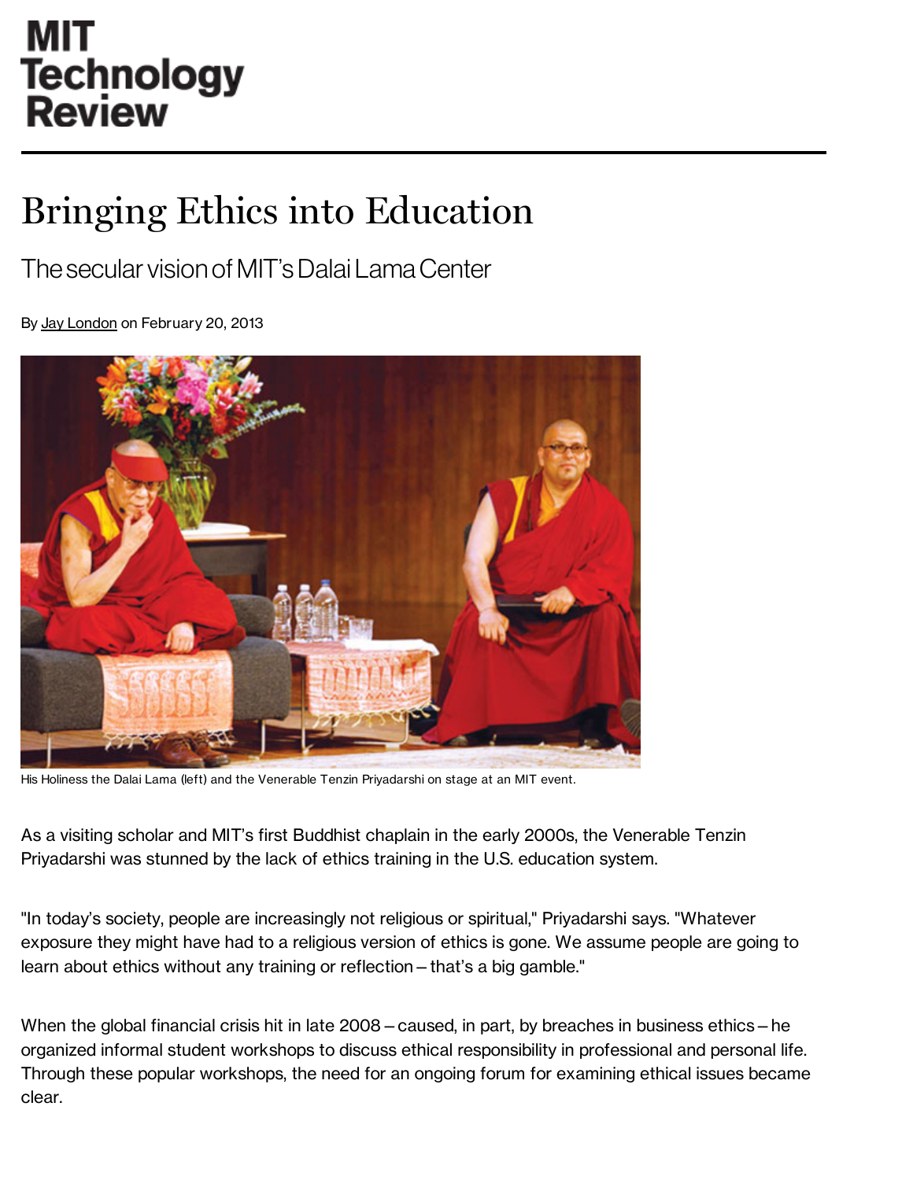MIT Technology Review

# Bringing Ethics into Education

## The secular vision of MIT's Dalai Lama Center

By Jay London on February 20, 2013

His Holiness the Dalai Lama (left) and the Venerable Tenzin Priyadarshi on stage at an MIT event.

As a visiting scholar and MIT's first Buddhist chaplain in the early 2000s, the Venerable Tenzin Priyadarshi was stunned by the lack of ethics training in the U.S. education system.

"In today's society, people are increasingly not religious or spiritual," Priyadarshi says. "Whatever exposure they might have had to a religious version of ethics is gone. We assume people are going to learn about ethics without any training or reflection – that's a big gamble."

When the global financial crisis hit in late 2008 – caused, in part, by breaches in business ethics – he organized informal student workshops to discuss ethical responsibility in professional and personal life. Through these popular workshops, the need for an ongoing forum for examining ethical issues became clear.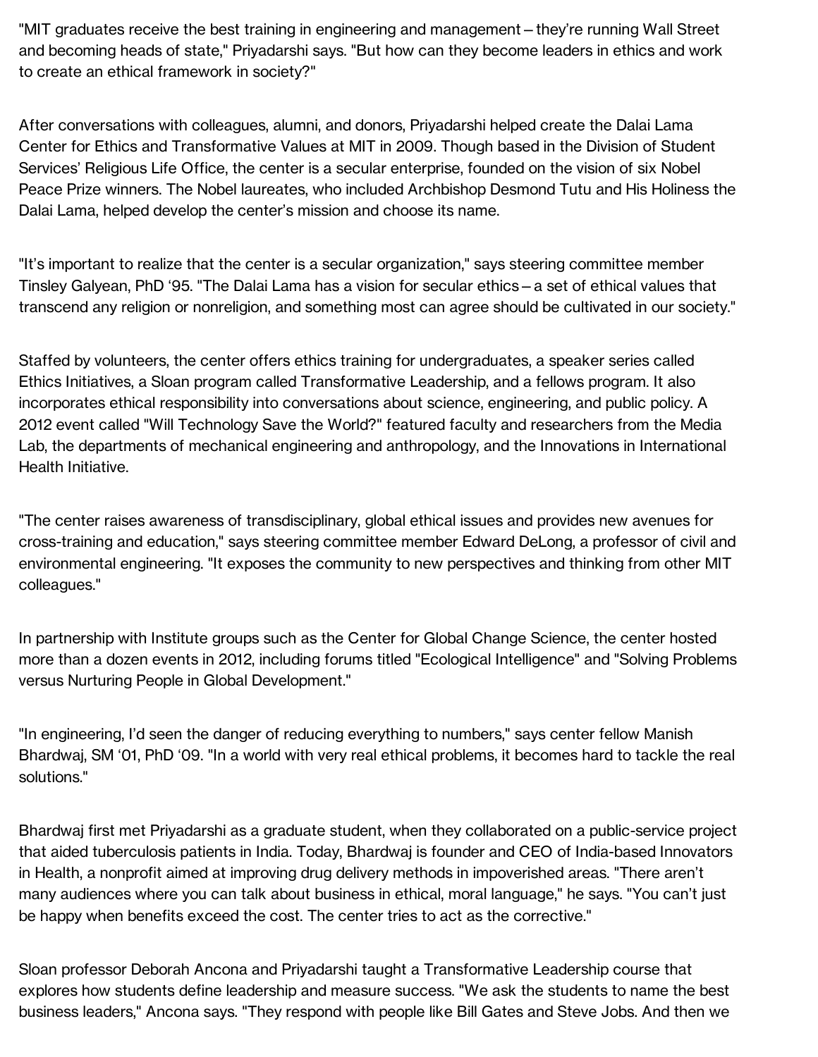"MIT graduates receive the best training in engineering and management – they're running Wall Street and becoming heads of state," Priyadarshi says. "But how can they become leaders in ethics and work to create an ethical framework in society?"

After conversations with colleagues, alumni, and donors, Priyadarshi helped create the Dalai Lama Center for Ethics and Transformative Values at MIT in 2009. Though based in the Division of Student Services' Religious Life Office, the center is a secular enterprise, founded on the vision of six Nobel Peace Prize winners. The Nobel laureates, who included Archbishop Desmond Tutu and His Holiness the Dalai Lama, helped develop the center's mission and choose its name.

"It's important to realize that the center is a secular organization," says steering committee member Tinsley Galyean, PhD '95. "The Dalai Lama has a vision for secular ethics – a set of ethical values that transcend any religion or nonreligion, and something most can agree should be cultivated in our society."

Staffed by volunteers, the center offers ethics training for undergraduates, a speaker series called Ethics Initiatives, a Sloan program called Transformative Leadership, and a fellows program. It also incorporates ethical responsibility into conversations about science, engineering, and public policy. A 2012 event called "Will Technology Save the World?" featured faculty and researchers from the Media Lab, the departments of mechanical engineering and anthropology, and the Innovations in International Health Initiative.

"The center raises awareness of transdisciplinary, global ethical issues and provides new avenues for cross-training and education," says steering committee member Edward DeLong, a professor of civil and environmental engineering. "It exposes the community to new perspectives and thinking from other MIT colleagues."

In partnership with Institute groups such as the Center for Global Change Science, the center hosted more than a dozen events in 2012, including forums titled "Ecological Intelligence" and "Solving Problems versus Nurturing People in Global Development."

"In engineering, I'd seen the danger of reducing everything to numbers," says center fellow Manish Bhardwaj, SM '01, PhD '09. "In a world with very real ethical problems, it becomes hard to tackle the real solutions."

Bhardwaj first met Priyadarshi as a graduate student, when they collaborated on a public-service project that aided tuberculosis patients in India. Today, Bhardwaj is founder and CEO of India-based Innovators in Health, a nonprofit aimed at improving drug delivery methods in impoverished areas. "There aren't many audiences where you can talk about business in ethical, moral language," he says. "You can't just be happy when benefits exceed the cost. The center tries to act as the corrective."

Sloan professor Deborah Ancona and Priyadarshi taught a Transformative Leadership course that explores how students define leadership and measure success. "We ask the students to name the best business leaders," Ancona says. "They respond with people like Bill Gates and Steve Jobs. And then we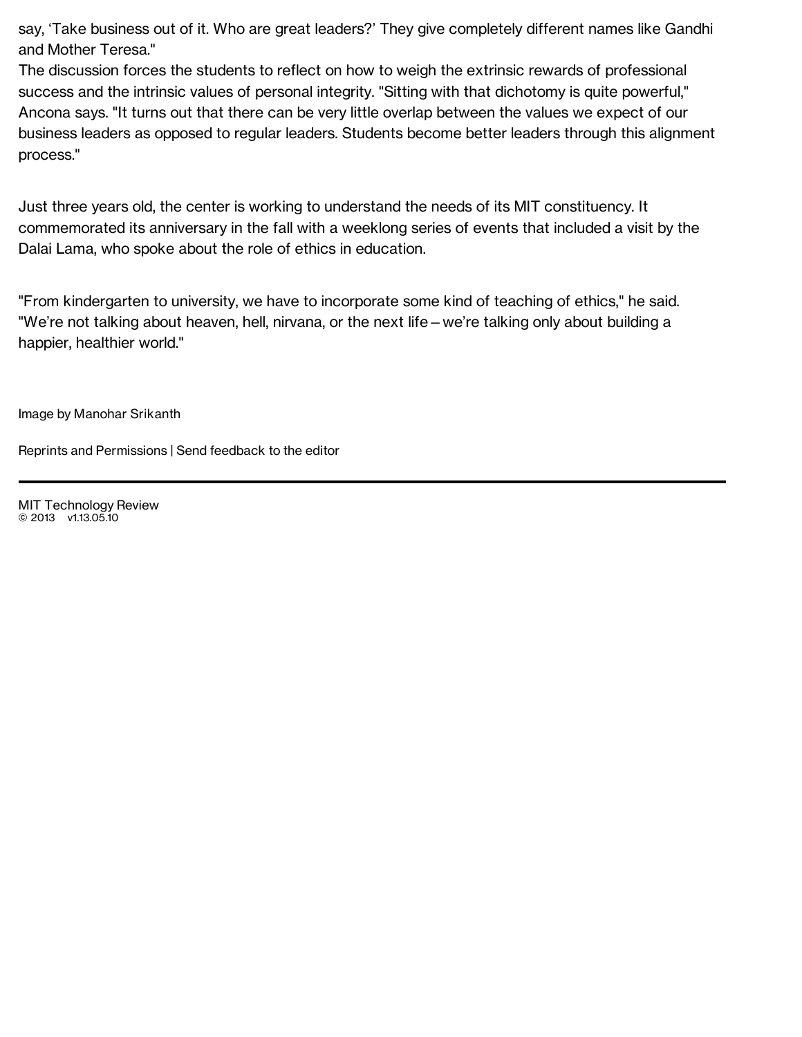say, ‘Take business out of it. Who are great leaders?’ They give completely different names like Gandhi and Mother Teresa."

The discussion forces the students to reflect on how to weigh the extrinsic rewards of professional success and the intrinsic values of personal integrity. "Sitting with that dichotomy is quite powerful," Ancona says. "It turns out that there can be very little overlap between the values we expect of our business leaders as opposed to regular leaders. Students become better leaders through this alignment process."

Just three years old, the center is working to understand the needs of its MIT constituency. It commemorated its anniversary in the fall with a weeklong series of events that included a visit by the Dalai Lama, who spoke about the role of ethics in education.

"From kindergarten to university, we have to incorporate some kind of teaching of ethics," he said. "We’re not talking about heaven, hell, nirvana, or the next life—we’re talking only about building a happier, healthier world."

Image by Manohar Srikanth

Reprints and Permissions | Send feedback to the editor

MIT Technology Review
© 2013 v1.13.05.10